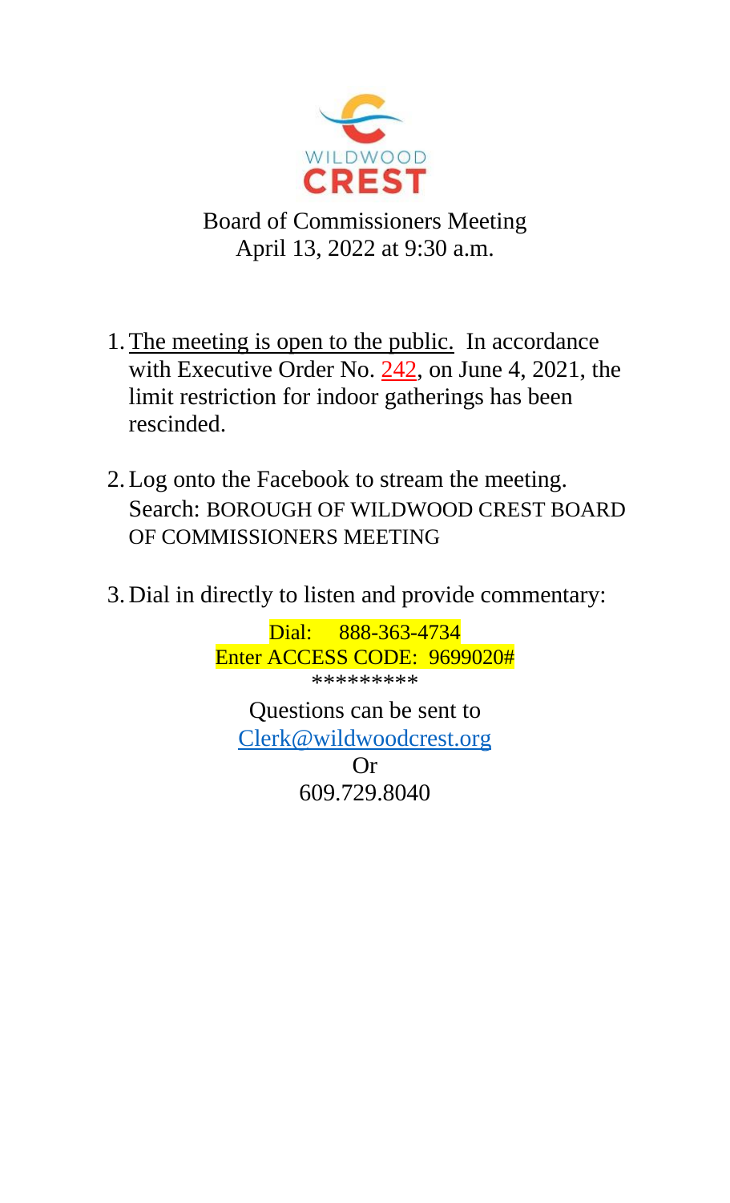WILDWOOD CREST

# Board of Commissioners Meeting

April 13, 2022 at 9:30 a.m.

1. The meeting is open to the public. In accordance with Executive Order No. 242, on June 4, 2021, the limit restriction for indoor gatherings has been rescinded.

2. Log onto the Facebook to stream the meeting. Search: BOROUGH OF WILDWOOD CREST BOARD OF COMMISSIONERS MEETING

3. Dial in directly to listen and provide commentary:

Dial: 888-363-4734
Enter ACCESS CODE: 9699020#

*********

Questions can be sent to
Clerk@wildwoodcrest.org
Or
609.729.8040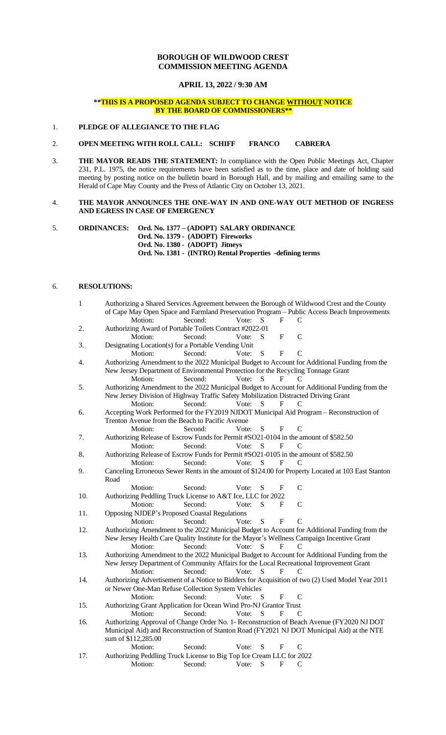# BOROUGH OF WILDWOOD CREST
# COMMISSION MEETING AGENDA

## APRIL 13, 2022 / 9:30 AM

**\*\*THIS IS A PROPOSED AGENDA SUBJECT TO CHANGE WITHOUT NOTICE BY THE BOARD OF COMMISSIONERS\*\***

1. **PLEDGE OF ALLEGIANCE TO THE FLAG**

2. **OPEN MEETING WITH ROLL CALL: SCHIFF FRANCO CABRERA**

3. **THE MAYOR READS THE STATEMENT:** In compliance with the Open Public Meetings Act, Chapter 231, P.L. 1975, the notice requirements have been satisfied as to the time, place and date of holding said meeting by posting notice on the bulletin board in Borough Hall, and by mailing and emailing same to the Herald of Cape May County and the Press of Atlantic City on October 13, 2021.

4. **THE MAYOR ANNOUNCES THE ONE-WAY IN AND ONE-WAY OUT METHOD OF INGRESS AND EGRESS IN CASE OF EMERGENCY**

5. **ORDINANCES:** **Ord. No. 1377 – (ADOPT) SALARY ORDINANCE**
   **Ord. No. 1379 - (ADOPT) Fireworks**
   **Ord. No. 1380 - (ADOPT) Jitneys**
   **Ord. No. 1381 - (INTRO) Rental Properties -defining terms**

6. **RESOLUTIONS:**

1. Authorizing a Shared Services Agreement between the Borough of Wildwood Crest and the County of Cape May Open Space and Farmland Preservation Program – Public Access Beach Improvements
   Motion: Second: Vote: S F C
2. Authorizing Award of Portable Toilets Contract #2022-01
   Motion: Second: Vote: S F C
3. Designating Location(s) for a Portable Vending Unit
   Motion: Second: Vote: S F C
4. Authorizing Amendment to the 2022 Municipal Budget to Account for Additional Funding from the New Jersey Department of Environmental Protection for the Recycling Tonnage Grant
   Motion: Second: Vote: S F C
5. Authorizing Amendment to the 2022 Municipal Budget to Account for Additional Funding from the New Jersey Division of Highway Traffic Safety Mobilization Distracted Driving Grant
   Motion: Second: Vote: S F C
6. Accepting Work Performed for the FY2019 NJDOT Municipal Aid Program – Reconstruction of Trenton Avenue from the Beach to Pacific Avenue
   Motion: Second: Vote: S F C
7. Authorizing Release of Escrow Funds for Permit #SO21-0104 in the amount of $582.50
   Motion: Second: Vote: S F C
8. Authorizing Release of Escrow Funds for Permit #SO21-0105 in the amount of $582.50
   Motion: Second: Vote: S F C
9. Canceling Erroneous Sewer Rents in the amount of $124.00 for Property Located at 103 East Stanton Road
   Motion: Second: Vote: S F C
10. Authorizing Peddling Truck License to A&T Ice, LLC for 2022
    Motion: Second: Vote: S F C
11. Opposing NJDEP's Proposed Coastal Regulations
    Motion: Second: Vote: S F C
12. Authorizing Amendment to the 2022 Municipal Budget to Account for Additional Funding from the New Jersey Health Care Quality Institute for the Mayor's Wellness Campaign Incentive Grant
    Motion: Second: Vote: S F C
13. Authorizing Amendment to the 2022 Municipal Budget to Account for Additional Funding from the New Jersey Department of Community Affairs for the Local Recreational Improvement Grant
    Motion: Second: Vote: S F C
14. Authorizing Advertisement of a Notice to Bidders for Acquisition of two (2) Used Model Year 2011 or Newer One-Man Refuse Collection System Vehicles
    Motion: Second: Vote: S F C
15. Authorizing Grant Application for Ocean Wind Pro-NJ Grantor Trust
    Motion: Second: Vote: S F C
16. Authorizing Approval of Change Order No. 1- Reconstruction of Beach Avenue (FY2020 NJ DOT Municipal Aid) and Reconstruction of Stanton Road (FY2021 NJ DOT Municipal Aid) at the NTE sum of $112,285.00
    Motion: Second: Vote: S F C
17. Authorizing Peddling Truck License to Big Top Ice Cream LLC for 2022
    Motion: Second: Vote: S F C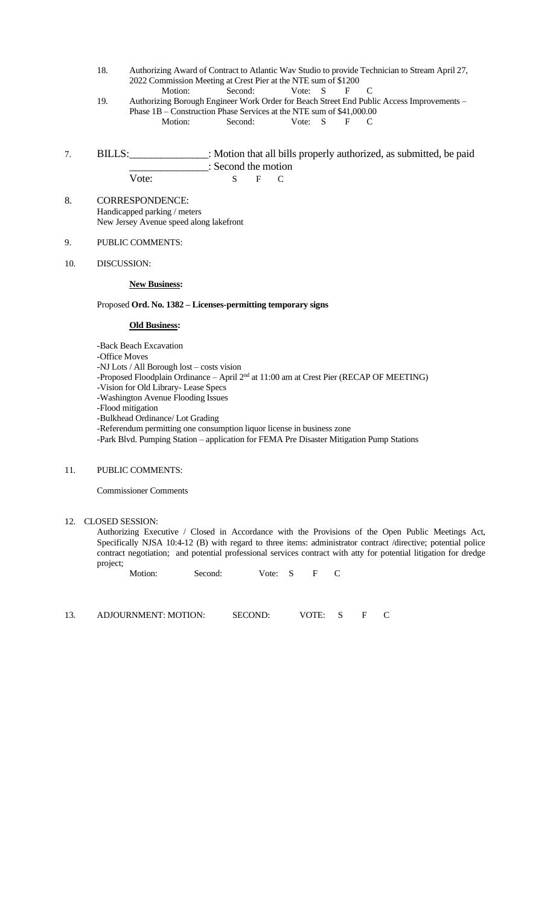18. Authorizing Award of Contract to Atlantic Wav Studio to provide Technician to Stream April 27, 2022 Commission Meeting at Crest Pier at the NTE sum of $1200

    Motion: Second: Vote: S F C

19. Authorizing Borough Engineer Work Order for Beach Street End Public Access Improvements – Phase 1B – Construction Phase Services at the NTE sum of $41,000.00

    Motion: Second: Vote: S F C

7. BILLS:______________: Motion that all bills properly authorized, as submitted, be paid

   ______________: Second the motion

   Vote: S F C

8. CORRESPONDENCE:

   Handicapped parking / meters
   New Jersey Avenue speed along lakefront

9. PUBLIC COMMENTS:

10. DISCUSSION:

    **New Business:**

    Proposed **Ord. No. 1382 – Licenses-permitting temporary signs**

    **Old Business:**

    -Back Beach Excavation
    -Office Moves
    -NJ Lots / All Borough lost – costs vision
    -Proposed Floodplain Ordinance – April 2nd at 11:00 am at Crest Pier (RECAP OF MEETING)
    -Vision for Old Library- Lease Specs
    -Washington Avenue Flooding Issues
    -Flood mitigation
    -Bulkhead Ordinance/ Lot Grading
    -Referendum permitting one consumption liquor license in business zone
    -Park Blvd. Pumping Station – application for FEMA Pre Disaster Mitigation Pump Stations

11. PUBLIC COMMENTS:

    Commissioner Comments

12. CLOSED SESSION:

    Authorizing Executive / Closed in Accordance with the Provisions of the Open Public Meetings Act, Specifically NJSA 10:4-12 (B) with regard to three items: administrator contract /directive; potential police contract negotiation; and potential professional services contract with atty for potential litigation for dredge project;

    Motion: Second: Vote: S F C

13. ADJOURNMENT: MOTION: SECOND: VOTE: S F C